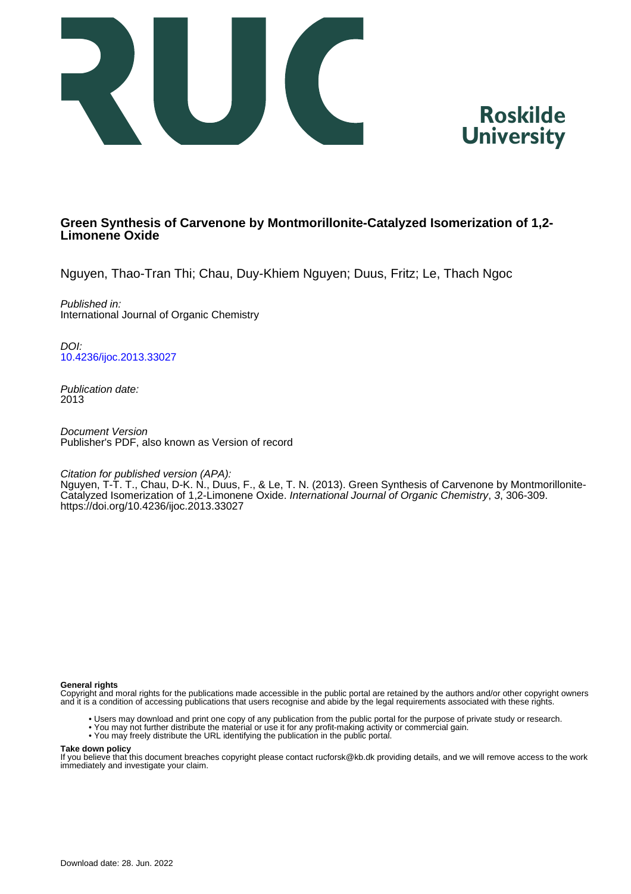Roskilde University

# Green Synthesis of Carvenone by Montmorillonite-Catalyzed Isomerization of 1,2-Limonene Oxide

Nguyen, Thao-Tran Thi; Chau, Duy-Khiem Nguyen; Duus, Fritz; Le, Thach Ngoc

*Published in:*
International Journal of Organic Chemistry

*DOI:*
10.4236/ijoc.2013.33027

*Publication date:*
2013

*Document Version*
Publisher's PDF, also known as Version of record

*Citation for published version (APA):*
Nguyen, T-T. T., Chau, D-K. N., Duus, F., & Le, T. N. (2013). Green Synthesis of Carvenone by Montmorillonite-Catalyzed Isomerization of 1,2-Limonene Oxide. *International Journal of Organic Chemistry*, *3*, 306-309. https://doi.org/10.4236/ijoc.2013.33027

**General rights**
Copyright and moral rights for the publications made accessible in the public portal are retained by the authors and/or other copyright owners and it is a condition of accessing publications that users recognise and abide by the legal requirements associated with these rights.

- Users may download and print one copy of any publication from the public portal for the purpose of private study or research.
- You may not further distribute the material or use it for any profit-making activity or commercial gain.
- You may freely distribute the URL identifying the publication in the public portal.

**Take down policy**
If you believe that this document breaches copyright please contact rucforsk@kb.dk providing details, and we will remove access to the work immediately and investigate your claim.

Download date: 28. Jun. 2022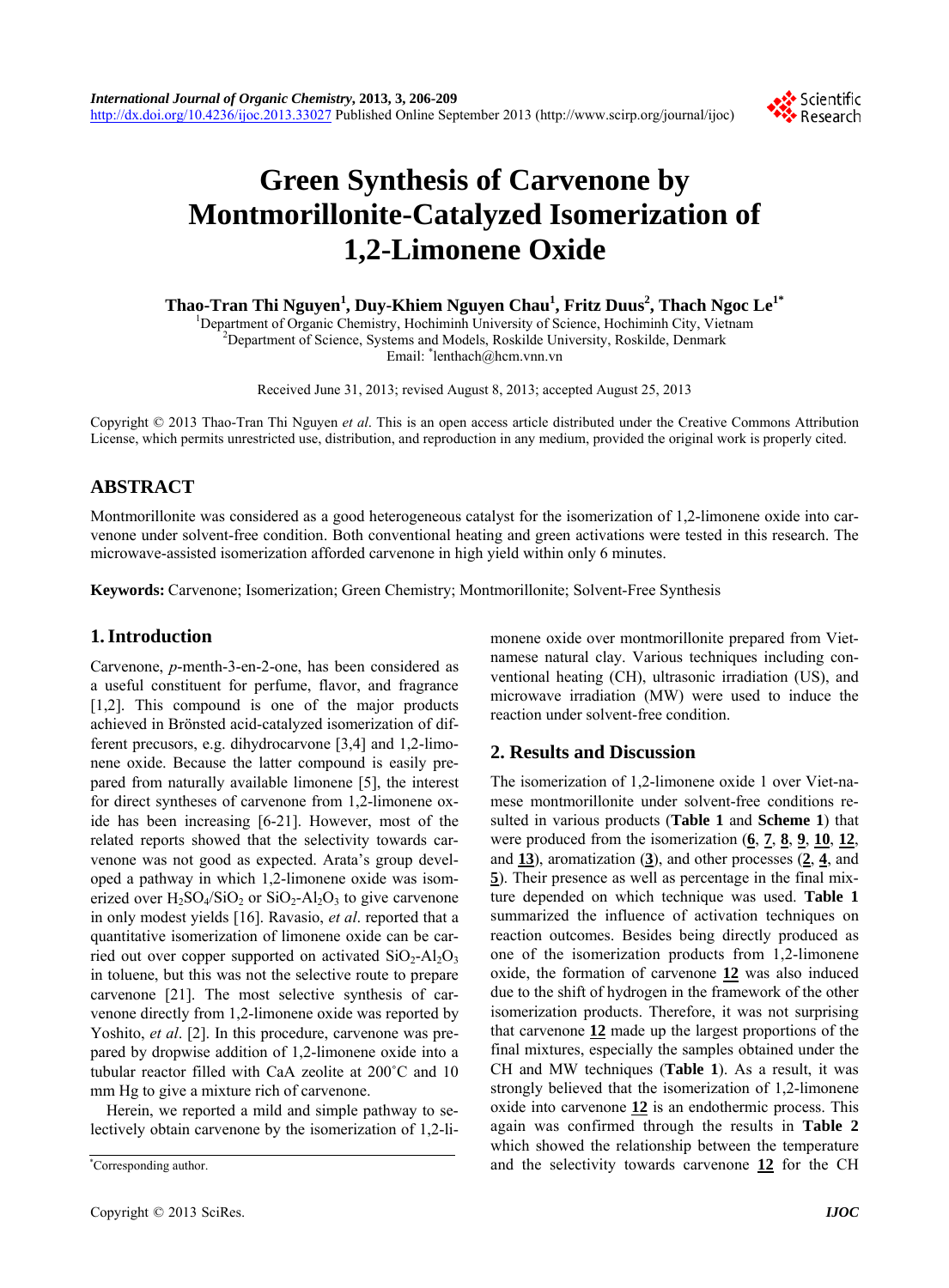# Green Synthesis of Carvenone by Montmorillonite-Catalyzed Isomerization of 1,2-Limonene Oxide

**Thao-Tran Thi Nguyen[1], Duy-Khiem Nguyen Chau[1], Fritz Duus[2], Thach Ngoc Le[1*]**

[1]Department of Organic Chemistry, Hochiminh University of Science, Hochiminh City, Vietnam
[2]Department of Science, Systems and Models, Roskilde University, Roskilde, Denmark
Email: *lenthach@hcm.vnn.vn

Received June 31, 2013; revised August 8, 2013; accepted August 25, 2013

Copyright © 2013 Thao-Tran Thi Nguyen *et al*. This is an open access article distributed under the Creative Commons Attribution License, which permits unrestricted use, distribution, and reproduction in any medium, provided the original work is properly cited.

## ABSTRACT

Montmorillonite was considered as a good heterogeneous catalyst for the isomerization of 1,2-limonene oxide into carvenone under solvent-free condition. Both conventional heating and green activations were tested in this research. The microwave-assisted isomerization afforded carvenone in high yield within only 6 minutes.

**Keywords:** Carvenone; Isomerization; Green Chemistry; Montmorillonite; Solvent-Free Synthesis

## 1. Introduction

Carvenone, *p*-menth-3-en-2-one, has been considered as a useful constituent for perfume, flavor, and fragrance [1,2]. This compound is one of the major products achieved in Brönsted acid-catalyzed isomerization of different precusors, e.g. dihydrocarvone [3,4] and 1,2-limonene oxide. Because the latter compound is easily prepared from naturally available limonene [5], the interest for direct syntheses of carvenone from 1,2-limonene oxide has been increasing [6-21]. However, most of the related reports showed that the selectivity towards carvenone was not good as expected. Arata's group developed a pathway in which 1,2-limonene oxide was isomerized over $H_2SO_4/SiO_2$ or $SiO_2$-$Al_2O_3$ to give carvenone in only modest yields [16]. Ravasio, *et al*. reported that a quantitative isomerization of limonene oxide can be carried out over copper supported on activated $SiO_2$-$Al_2O_3$ in toluene, but this was not the selective route to prepare carvenone [21]. The most selective synthesis of carvenone directly from 1,2-limonene oxide was reported by Yoshito, *et al*. [2]. In this procedure, carvenone was prepared by dropwise addition of 1,2-limonene oxide into a tubular reactor filled with CaA zeolite at 200˚C and 10 mm Hg to give a mixture rich of carvenone.

Herein, we reported a mild and simple pathway to selectively obtain carvenone by the isomerization of 1,2-limonene oxide over montmorillonite prepared from Vietnamese natural clay. Various techniques including conventional heating (CH), ultrasonic irradiation (US), and microwave irradiation (MW) were used to induce the reaction under solvent-free condition.

## 2. Results and Discussion

The isomerization of 1,2-limonene oxide 1 over Viet-namese montmorillonite under solvent-free conditions resulted in various products (**Table 1** and **Scheme 1**) that were produced from the isomerization (**6**, **7**, **8**, **9**, **10**, **12**, and **13**), aromatization (**3**), and other processes (**2**, **4**, and **5**). Their presence as well as percentage in the final mixture depended on which technique was used. **Table 1** summarized the influence of activation techniques on reaction outcomes. Besides being directly produced as one of the isomerization products from 1,2-limonene oxide, the formation of carvenone **12** was also induced due to the shift of hydrogen in the framework of the other isomerization products. Therefore, it was not surprising that carvenone **12** made up the largest proportions of the final mixtures, especially the samples obtained under the CH and MW techniques (**Table 1**). As a result, it was strongly believed that the isomerization of 1,2-limonene oxide into carvenone **12** is an endothermic process. This again was confirmed through the results in **Table 2** which showed the relationship between the temperature and the selectivity towards carvenone **12** for the CH

*Corresponding author.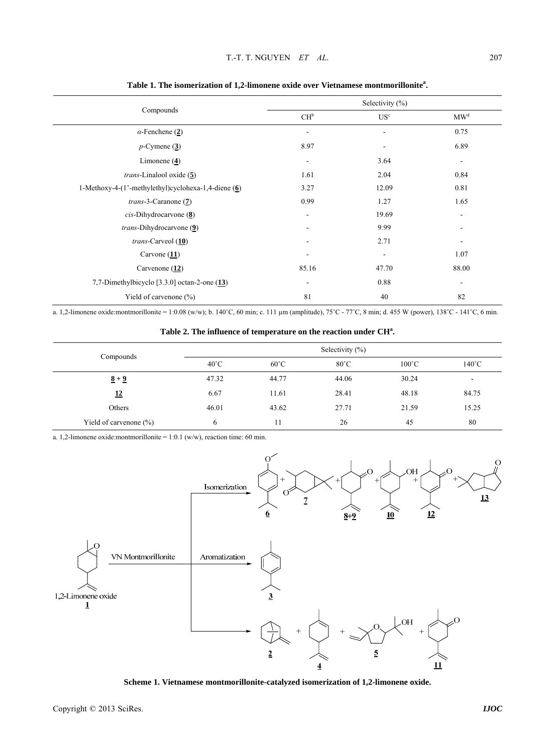**Table 1. The isomerization of 1,2-limonene oxide over Vietnamese montmorillonite[a].**

| Compounds | Selectivity (%) | | |
|---|---|---|---|
| | CH[b] | US[c] | MW[d] |
| *α*-Fenchene (**2**) | - | - | 0.75 |
| *p*-Cymene (**3**) | 8.97 | - | 6.89 |
| Limonene (**4**) | - | 3.64 | - |
| *trans*-Linalool oxide (**5**) | 1.61 | 2.04 | 0.84 |
| 1-Methoxy-4-(1'-methylethyl)cyclohexa-1,4-diene (**6**) | 3.27 | 12.09 | 0.81 |
| *trans*-3-Caranone (**7**) | 0.99 | 1.27 | 1.65 |
| *cis*-Dihydrocarvone (**8**) | - | 19.69 | - |
| *trans*-Dihydrocarvone (**9**) | - | 9.99 | - |
| *trans*-Carveol (**10**) | - | 2.71 | - |
| Carvone (**11**) | - | - | 1.07 |
| Carvenone (**12**) | 85.16 | 47.70 | 88.00 |
| 7,7-Dimethylbicyclo [3.3.0] octan-2-one (**13**) | - | 0.88 | - |
| Yield of carvenone (%) | 81 | 40 | 82 |

a. 1,2-limonene oxide:montmorillonite = 1:0.08 (w/w); b. 140˚C, 60 min; c. 111 µm (amplitude), 75˚C - 77˚C, 8 min; d. 455 W (power), 138˚C - 141˚C, 6 min.

**Table 2. The influence of temperature on the reaction under CH[a].**

| Compounds | Selectivity (%) | | | | |
|---|---|---|---|---|---|
| | 40˚C | 60˚C | 80˚C | 100˚C | 140˚C |
| **8** + **9** | 47.32 | 44.77 | 44.06 | 30.24 | - |
| **12** | 6.67 | 11.61 | 28.41 | 48.18 | 84.75 |
| Others | 46.01 | 43.62 | 27.71 | 21.59 | 15.25 |
| Yield of carvenone (%) | 6 | 11 | 26 | 45 | 80 |

a. 1,2-limonene oxide:montmorillonite = 1:0.1 (w/w), reaction time: 60 min.

**Scheme 1. Vietnamese montmorillonite-catalyzed isomerization of 1,2-limonene oxide.**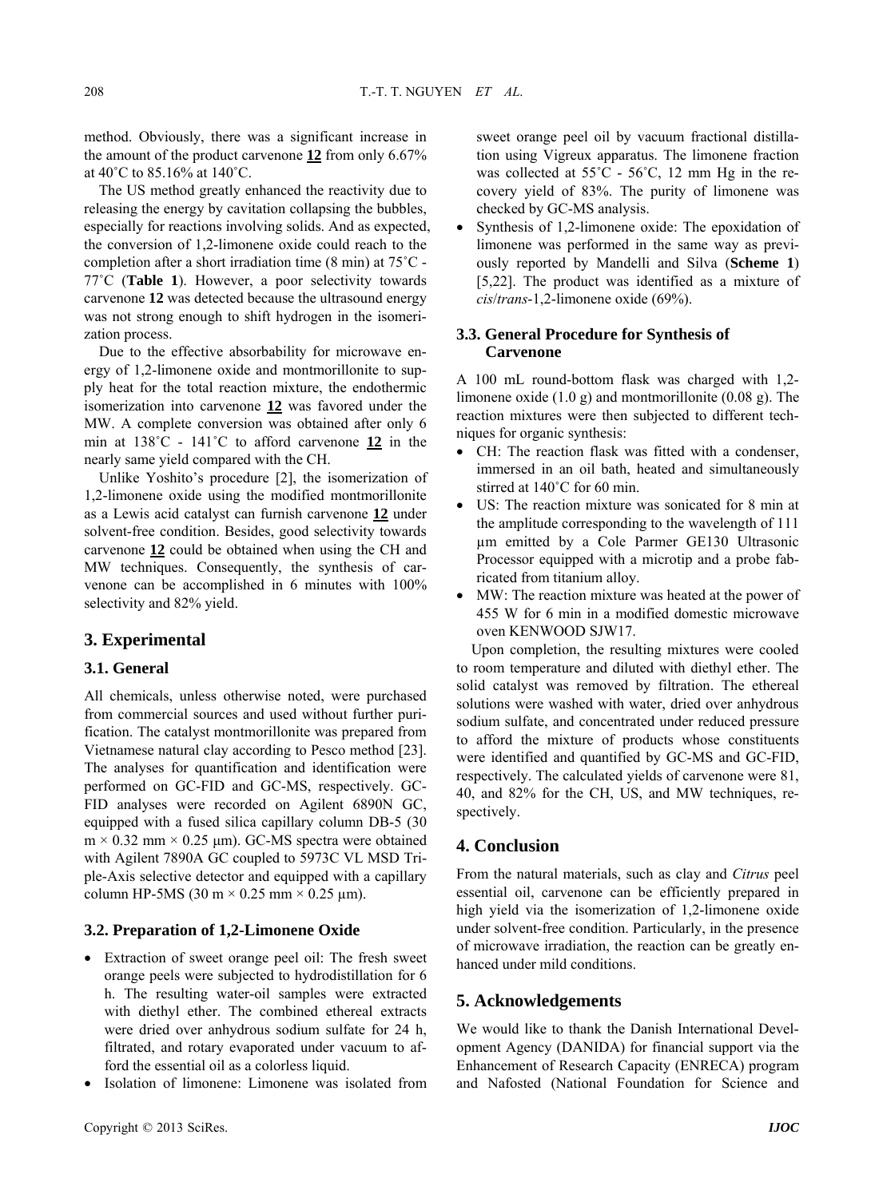method. Obviously, there was a significant increase in the amount of the product carvenone **12** from only 6.67% at 40˚C to 85.16% at 140˚C.

The US method greatly enhanced the reactivity due to releasing the energy by cavitation collapsing the bubbles, especially for reactions involving solids. And as expected, the conversion of 1,2-limonene oxide could reach to the completion after a short irradiation time (8 min) at 75˚C - 77˚C (**Table 1**). However, a poor selectivity towards carvenone **12** was detected because the ultrasound energy was not strong enough to shift hydrogen in the isomerization process.

Due to the effective absorbability for microwave energy of 1,2-limonene oxide and montmorillonite to supply heat for the total reaction mixture, the endothermic isomerization into carvenone **12** was favored under the MW. A complete conversion was obtained after only 6 min at 138˚C - 141˚C to afford carvenone **12** in the nearly same yield compared with the CH.

Unlike Yoshito's procedure [2], the isomerization of 1,2-limonene oxide using the modified montmorillonite as a Lewis acid catalyst can furnish carvenone **12** under solvent-free condition. Besides, good selectivity towards carvenone **12** could be obtained when using the CH and MW techniques. Consequently, the synthesis of carvenone can be accomplished in 6 minutes with 100% selectivity and 82% yield.

## 3. Experimental

### 3.1. General

All chemicals, unless otherwise noted, were purchased from commercial sources and used without further purification. The catalyst montmorillonite was prepared from Vietnamese natural clay according to Pesco method [23]. The analyses for quantification and identification were performed on GC-FID and GC-MS, respectively. GC-FID analyses were recorded on Agilent 6890N GC, equipped with a fused silica capillary column DB-5 (30 m × 0.32 mm × 0.25 µm). GC-MS spectra were obtained with Agilent 7890A GC coupled to 5973C VL MSD Triple-Axis selective detector and equipped with a capillary column HP-5MS (30 m × 0.25 mm × 0.25 µm).

### 3.2. Preparation of 1,2-Limonene Oxide

- Extraction of sweet orange peel oil: The fresh sweet orange peels were subjected to hydrodistillation for 6 h. The resulting water-oil samples were extracted with diethyl ether. The combined ethereal extracts were dried over anhydrous sodium sulfate for 24 h, filtrated, and rotary evaporated under vacuum to afford the essential oil as a colorless liquid.
- Isolation of limonene: Limonene was isolated from sweet orange peel oil by vacuum fractional distillation using Vigreux apparatus. The limonene fraction was collected at 55˚C - 56˚C, 12 mm Hg in the recovery yield of 83%. The purity of limonene was checked by GC-MS analysis.
- Synthesis of 1,2-limonene oxide: The epoxidation of limonene was performed in the same way as previously reported by Mandelli and Silva (**Scheme 1**) [5,22]. The product was identified as a mixture of *cis*/*trans*-1,2-limonene oxide (69%).

### 3.3. General Procedure for Synthesis of Carvenone

A 100 mL round-bottom flask was charged with 1,2-limonene oxide (1.0 g) and montmorillonite (0.08 g). The reaction mixtures were then subjected to different techniques for organic synthesis:

- CH: The reaction flask was fitted with a condenser, immersed in an oil bath, heated and simultaneously stirred at 140˚C for 60 min.
- US: The reaction mixture was sonicated for 8 min at the amplitude corresponding to the wavelength of 111 µm emitted by a Cole Parmer GE130 Ultrasonic Processor equipped with a microtip and a probe fabricated from titanium alloy.
- MW: The reaction mixture was heated at the power of 455 W for 6 min in a modified domestic microwave oven KENWOOD SJW17.

Upon completion, the resulting mixtures were cooled to room temperature and diluted with diethyl ether. The solid catalyst was removed by filtration. The ethereal solutions were washed with water, dried over anhydrous sodium sulfate, and concentrated under reduced pressure to afford the mixture of products whose constituents were identified and quantified by GC-MS and GC-FID, respectively. The calculated yields of carvenone were 81, 40, and 82% for the CH, US, and MW techniques, respectively.

## 4. Conclusion

From the natural materials, such as clay and *Citrus* peel essential oil, carvenone can be efficiently prepared in high yield via the isomerization of 1,2-limonene oxide under solvent-free condition. Particularly, in the presence of microwave irradiation, the reaction can be greatly enhanced under mild conditions.

## 5. Acknowledgements

We would like to thank the Danish International Development Agency (DANIDA) for financial support via the Enhancement of Research Capacity (ENRECA) program and Nafosted (National Foundation for Science and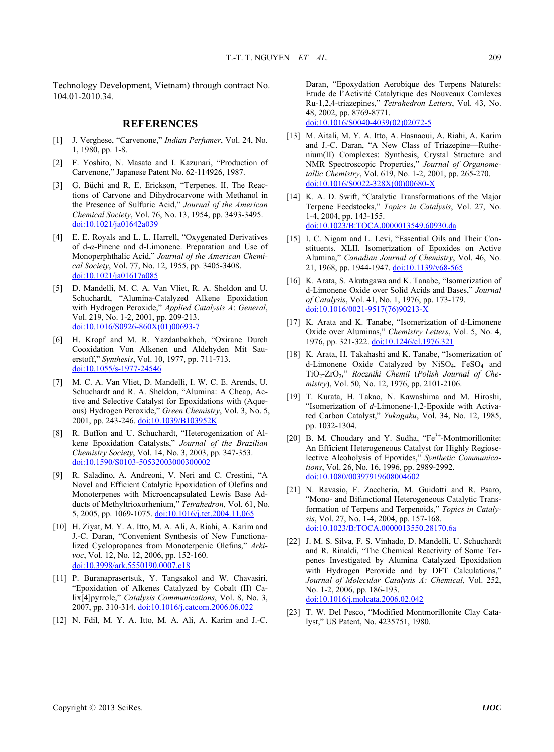Technology Development, Vietnam) through contract No. 104.01-2010.34.

## REFERENCES

[1] J. Verghese, "Carvenone," *Indian Perfumer*, Vol. 24, No. 1, 1980, pp. 1-8.

[2] F. Yoshito, N. Masato and I. Kazunari, "Production of Carvenone," Japanese Patent No. 62-114926, 1987.

[3] G. Büchi and R. E. Erickson, "Terpenes. II. The Reactions of Carvone and Dihydrocarvone with Methanol in the Presence of Sulfuric Acid," *Journal of the American Chemical Society*, Vol. 76, No. 13, 1954, pp. 3493-3495. doi:10.1021/ja01642a039

[4] E. E. Royals and L. L. Harrell, "Oxygenated Derivatives of d-*α*-Pinene and d-Limonene. Preparation and Use of Monoperphthalic Acid," *Journal of the American Chemical Society*, Vol. 77, No. 12, 1955, pp. 3405-3408. doi:10.1021/ja01617a085

[5] D. Mandelli, M. C. A. Van Vliet, R. A. Sheldon and U. Schuchardt, "Alumina-Catalyzed Alkene Epoxidation with Hydrogen Peroxide," *Applied Catalysis A*: *General*, Vol. 219, No. 1-2, 2001, pp. 209-213. doi:10.1016/S0926-860X(01)00693-7

[6] H. Kropf and M. R. Yazdanbakhch, "Oxirane Durch Cooxidation Von Alkenen und Aldehyden Mit Sauerstoff," *Synthesis*, Vol. 10, 1977, pp. 711-713. doi:10.1055/s-1977-24546

[7] M. C. A. Van Vliet, D. Mandelli, I. W. C. E. Arends, U. Schuchardt and R. A. Sheldon, "Alumina: A Cheap, Active and Selective Catalyst for Epoxidations with (Aqueous) Hydrogen Peroxide," *Green Chemistry*, Vol. 3, No. 5, 2001, pp. 243-246. doi:10.1039/B103952K

[8] R. Buffon and U. Schuchardt, "Heterogenization of Alkene Epoxidation Catalysts," *Journal of the Brazilian Chemistry Society*, Vol. 14, No. 3, 2003, pp. 347-353. doi:10.1590/S0103-50532003000300002

[9] R. Saladino, A. Andreoni, V. Neri and C. Crestini, "A Novel and Efficient Catalytic Epoxidation of Olefins and Monoterpenes with Microencapsulated Lewis Base Adducts of Methyltrioxorhenium," *Tetrahedron*, Vol. 61, No. 5, 2005, pp. 1069-1075. doi:10.1016/j.tet.2004.11.065

[10] H. Ziyat, M. Y. A. Itto, M. A. Ali, A. Riahi, A. Karim and J.-C. Daran, "Convenient Synthesis of New Functionalized Cyclopropanes from Monoterpenic Olefins," *Arkivoc*, Vol. 12, No. 12, 2006, pp. 152-160. doi:10.3998/ark.5550190.0007.c18

[11] P. Buranaprasertsuk, Y. Tangsakol and W. Chavasiri, "Epoxidation of Alkenes Catalyzed by Cobalt (II) Calix[4]pyrrole," *Catalysis Communications*, Vol. 8, No. 3, 2007, pp. 310-314. doi:10.1016/j.catcom.2006.06.022

[12] N. Fdil, M. Y. A. Itto, M. A. Ali, A. Karim and J.-C. Daran, "Epoxydation Aerobique des Terpens Naturels: Etude de l'Activité Catalytique des Nouveaux Comlexes Ru-1,2,4-triazepines," *Tetrahedron Letters*, Vol. 43, No. 48, 2002, pp. 8769-8771. doi:10.1016/S0040-4039(02)02072-5

[13] M. Aitali, M. Y. A. Itto, A. Hasnaoui, A. Riahi, A. Karim and J.-C. Daran, "A New Class of Triazepine—Ruthenium(II) Complexes: Synthesis, Crystal Structure and NMR Spectroscopic Properties," *Journal of Organometallic Chemistry*, Vol. 619, No. 1-2, 2001, pp. 265-270. doi:10.1016/S0022-328X(00)00680-X

[14] K. A. D. Swift, "Catalytic Transformations of the Major Terpene Feedstocks," *Topics in Catalysis*, Vol. 27, No. 1-4, 2004, pp. 143-155. doi:10.1023/B:TOCA.0000013549.60930.da

[15] I. C. Nigam and L. Levi, "Essential Oils and Their Constituents. XLII. Isomerization of Epoxides on Active Alumina," *Canadian Journal of Chemistry*, Vol. 46, No. 21, 1968, pp. 1944-1947. doi:10.1139/v68-565

[16] K. Arata, S. Akutagawa and K. Tanabe, "Isomerization of d-Limonene Oxide over Solid Acids and Bases," *Journal of Catalysis*, Vol. 41, No. 1, 1976, pp. 173-179. doi:10.1016/0021-9517(76)90213-X

[17] K. Arata and K. Tanabe, "Isomerization of d-Limonene Oxide over Aluminas," *Chemistry Letters*, Vol. 5, No. 4, 1976, pp. 321-322. doi:10.1246/cl.1976.321

[18] K. Arata, H. Takahashi and K. Tanabe, "Isomerization of d-Limonene Oxide Catalyzed by $NiSO_4$, $FeSO_4$ and $TiO_2$-$ZrO_2$," *Roczniki Chemii* (*Polish Journal of Chemistry*), Vol. 50, No. 12, 1976, pp. 2101-2106.

[19] T. Kurata, H. Takao, N. Kawashima and M. Hiroshi, "Isomerization of *d*-Limonene-1,2-Epoxide with Activated Carbon Catalyst," *Yukagaku*, Vol. 34, No. 12, 1985, pp. 1032-1304.

[20] B. M. Choudary and Y. Sudha, "$Fe^{3+}$-Montmorillonite: An Efficient Heterogeneous Catalyst for Highly Regioselective Alcoholysis of Epoxides," *Synthetic Communications*, Vol. 26, No. 16, 1996, pp. 2989-2992. doi:10.1080/00397919608004602

[21] N. Ravasio, F. Zaccheria, M. Guidotti and R. Psaro, "Mono- and Bifunctional Heterogeneous Catalytic Transformation of Terpens and Terpenoids," *Topics in Catalysis*, Vol. 27, No. 1-4, 2004, pp. 157-168. doi:10.1023/B:TOCA.0000013550.28170.6a

[22] J. M. S. Silva, F. S. Vinhado, D. Mandelli, U. Schuchardt and R. Rinaldi, "The Chemical Reactivity of Some Terpenes Investigated by Alumina Catalyzed Epoxidation with Hydrogen Peroxide and by DFT Calculations," *Journal of Molecular Catalysis A: Chemical*, Vol. 252, No. 1-2, 2006, pp. 186-193. doi:10.1016/j.molcata.2006.02.042

[23] T. W. Del Pesco, "Modified Montmorillonite Clay Catalyst," US Patent, No. 4235751, 1980.